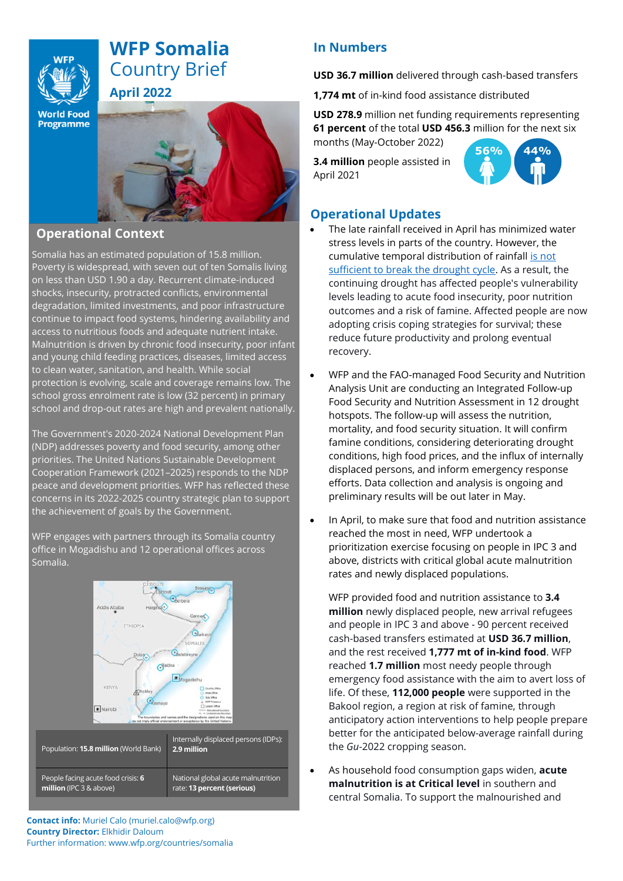# WFP Somalia Country Brief

## April 2022

## Operational Context

Somalia has an estimated population of 15.8 million. Poverty is widespread, with seven out of ten Somalis living on less than USD 1.90 a day. Recurrent climate-induced shocks, insecurity, protracted conflicts, environmental degradation, limited investments, and poor infrastructure continue to impact food systems, hindering availability and access to nutritious foods and adequate nutrient intake. Malnutrition is driven by chronic food insecurity, poor infant and young child feeding practices, diseases, limited access to clean water, sanitation, and health. While social protection is evolving, scale and coverage remains low. The school gross enrolment rate is low (32 percent) in primary school and drop-out rates are high and prevalent nationally.

The Government's 2020-2024 National Development Plan (NDP) addresses poverty and food security, among other priorities. The United Nations Sustainable Development Cooperation Framework (2021–2025) responds to the NDP peace and development priorities. WFP has reflected these concerns in its 2022-2025 country strategic plan to support the achievement of goals by the Government.

WFP engages with partners through its Somalia country office in Mogadishu and 12 operational offices across Somalia.

| Population: **15.8 million** (World Bank) | Internally displaced persons (IDPs): **2.9 million** |
|---|---|
| People facing acute food crisis: **6 million** (IPC 3 & above) | National global acute malnutrition rate: **13 percent (serious)** |

**Contact info:** Muriel Calo (muriel.calo@wfp.org)
**Country Director:** Elkhidir Daloum
Further information: www.wfp.org/countries/somalia

## In Numbers

**USD 36.7 million** delivered through cash-based transfers

**1,774 mt** of in-kind food assistance distributed

**USD 278.9** million net funding requirements representing **61 percent** of the total **USD 456.3** million for the next six months (May-October 2022)

**3.4 million** people assisted in April 2021

56% | 44%

## Operational Updates

- The late rainfall received in April has minimized water stress levels in parts of the country. However, the cumulative temporal distribution of rainfall is not sufficient to break the drought cycle. As a result, the continuing drought has affected people's vulnerability levels leading to acute food insecurity, poor nutrition outcomes and a risk of famine. Affected people are now adopting crisis coping strategies for survival; these reduce future productivity and prolong eventual recovery.

- WFP and the FAO-managed Food Security and Nutrition Analysis Unit are conducting an Integrated Follow-up Food Security and Nutrition Assessment in 12 drought hotspots. The follow-up will assess the nutrition, mortality, and food security situation. It will confirm famine conditions, considering deteriorating drought conditions, high food prices, and the influx of internally displaced persons, and inform emergency response efforts. Data collection and analysis is ongoing and preliminary results will be out later in May.

- In April, to make sure that food and nutrition assistance reached the most in need, WFP undertook a prioritization exercise focusing on people in IPC 3 and above, districts with critical global acute malnutrition rates and newly displaced populations.

  WFP provided food and nutrition assistance to **3.4 million** newly displaced people, new arrival refugees and people in IPC 3 and above - 90 percent received cash-based transfers estimated at **USD 36.7 million**, and the rest received **1,777 mt of in-kind food**. WFP reached **1.7 million** most needy people through emergency food assistance with the aim to avert loss of life. Of these, **112,000 people** were supported in the Bakool region, a region at risk of famine, through anticipatory action interventions to help people prepare better for the anticipated below-average rainfall during the *Gu*-2022 cropping season.

- As household food consumption gaps widen, **acute malnutrition is at Critical level** in southern and central Somalia. To support the malnourished and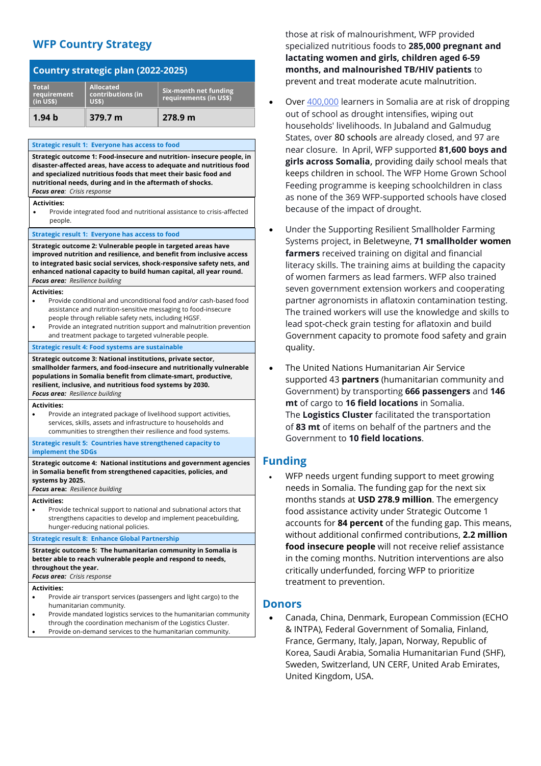## WFP Country Strategy

| Country strategic plan (2022-2025) | | |
|---|---|---|
| **Total requirement (in US$)** | **Allocated contributions (in US$)** | **Six-month net funding requirements (in US$)** |
| **1.94 b** | **379.7 m** | **278.9 m** |

**Strategic result 1: Everyone has access to food**

**Strategic outcome 1: Food-insecure and nutrition- insecure people, in disaster-affected areas, have access to adequate and nutritious food and specialized nutritious foods that meet their basic food and nutritional needs, during and in the aftermath of shocks.**
***Focus area****: Crisis response*

**Activities:**
- Provide integrated food and nutritional assistance to crisis-affected people.

**Strategic result 1: Everyone has access to food**

**Strategic outcome 2: Vulnerable people in targeted areas have improved nutrition and resilience, and benefit from inclusive access to integrated basic social services, shock-responsive safety nets, and enhanced national capacity to build human capital, all year round.**
***Focus area:*** *Resilience building*

**Activities:**
- Provide conditional and unconditional food and/or cash-based food assistance and nutrition-sensitive messaging to food-insecure people through reliable safety nets, including HGSF.
- Provide an integrated nutrition support and malnutrition prevention and treatment package to targeted vulnerable people.

**Strategic result 4: Food systems are sustainable**

**Strategic outcome 3: National institutions, private sector, smallholder farmers, and food-insecure and nutritionally vulnerable populations in Somalia benefit from climate-smart, productive, resilient, inclusive, and nutritious food systems by 2030.**
***Focus area:*** *Resilience building*

**Activities:**
- Provide an integrated package of livelihood support activities, services, skills, assets and infrastructure to households and communities to strengthen their resilience and food systems.

**Strategic result 5: Countries have strengthened capacity to implement the SDGs**

**Strategic outcome 4: National institutions and government agencies in Somalia benefit from strengthened capacities, policies, and systems by 2025.**
***Focus* area:** *Resilience building*

**Activities:**
- Provide technical support to national and subnational actors that strengthens capacities to develop and implement peacebuilding, hunger-reducing national policies.

**Strategic result 8: Enhance Global Partnership**

**Strategic outcome 5: The humanitarian community in Somalia is better able to reach vulnerable people and respond to needs, throughout the year.**
***Focus area:*** *Crisis response*

**Activities:**
- Provide air transport services (passengers and light cargo) to the humanitarian community.
- Provide mandated logistics services to the humanitarian community through the coordination mechanism of the Logistics Cluster.
- Provide on-demand services to the humanitarian community.

those at risk of malnourishment, WFP provided specialized nutritious foods to **285,000 pregnant and lactating women and girls, children aged 6-59 months, and malnourished TB/HIV patients** to prevent and treat moderate acute malnutrition.

- Over 400,000 learners in Somalia are at risk of dropping out of school as drought intensifies, wiping out households' livelihoods. In Jubaland and Galmudug States, over 80 schools are already closed, and 97 are near closure. In April, WFP supported **81,600 boys and girls across Somalia,** providing daily school meals that keeps children in school. The WFP Home Grown School Feeding programme is keeping schoolchildren in class as none of the 369 WFP-supported schools have closed because of the impact of drought.
- Under the Supporting Resilient Smallholder Farming Systems project, in Beletweyne, **71 smallholder women farmers** received training on digital and financial literacy skills. The training aims at building the capacity of women farmers as lead farmers. WFP also trained seven government extension workers and cooperating partner agronomists in aflatoxin contamination testing. The trained workers will use the knowledge and skills to lead spot-check grain testing for aflatoxin and build Government capacity to promote food safety and grain quality.
- The United Nations Humanitarian Air Service supported 43 **partners** (humanitarian community and Government) by transporting **666 passengers** and **146 mt** of cargo to **16 field locations** in Somalia. The **Logistics Cluster** facilitated the transportation of **83 mt** of items on behalf of the partners and the Government to **10 field locations**.

## Funding

- WFP needs urgent funding support to meet growing needs in Somalia. The funding gap for the next six months stands at **USD 278.9 million**. The emergency food assistance activity under Strategic Outcome 1 accounts for **84 percent** of the funding gap. This means, without additional confirmed contributions, **2.2 million food insecure people** will not receive relief assistance in the coming months. Nutrition interventions are also critically underfunded, forcing WFP to prioritize treatment to prevention.

## Donors

- Canada, China, Denmark, European Commission (ECHO & INTPA), Federal Government of Somalia, Finland, France, Germany, Italy, Japan, Norway, Republic of Korea, Saudi Arabia, Somalia Humanitarian Fund (SHF), Sweden, Switzerland, UN CERF, United Arab Emirates, United Kingdom, USA.